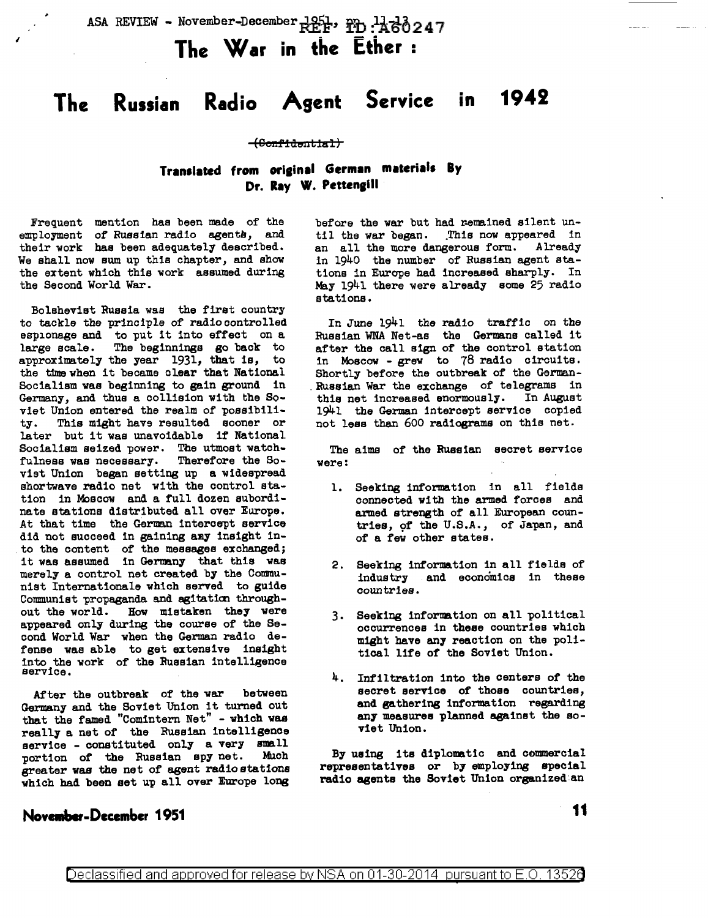# The War in the Ether :

# The Russian Radio Agent Service in 1942

~~(Confidential)~~

### Translated from original German materials By Dr. Ray W. Pettengill

Frequent mention has been made of the employment of Russian radio agents, and their work has been adequately described. We shall now sum up this chapter, and show the extent which this work assumed during the Second World War.

Bolshevist Russia was the first country to tackle the principle of radio controlled espionage and to put it into effect on a large scale. The beginnings go back to approximately the year 1931, that is, to the time when it became clear that National Socialism was beginning to gain ground in Germany, and thus a collision with the Soviet Union entered the realm of possibility. This might have resulted sooner or later but it was unavoidable if National Socialism seized power. The utmost watchfulness was necessary. Therefore the Soviet Union began setting up a widespread shortwave radio net with the control station in Moscow and a full dozen subordinate stations distributed all over Europe. At that time the German intercept service did not succeed in gaining any insight into the content of the messages exchanged; it was assumed in Germany that this was merely a control net created by the Communist Internationale which served to guide Communist propaganda and agitation throughout the world. How mistaken they were appeared only during the course of the Second World War when the German radio defense was able to get extensive insight into the work of the Russian intelligence service.

After the outbreak of the war between Germany and the Soviet Union it turned out that the famed "Comintern Net" - which was really a net of the Russian intelligence service - constituted only a very small portion of the Russian spy net. Much greater was the net of agent radio stations which had been set up all over Europe long before the war but had remained silent until the war began. This now appeared in an all the more dangerous form. Already in 1940 the number of Russian agent stations in Europe had increased sharply. In May 1941 there were already some 25 radio stations.

In June 1941 the radio traffic on the Russian WNA Net-as the Germans called it after the call sign of the control station in Moscow - grew to 78 radio circuits. Shortly before the outbreak of the German-Russian War the exchange of telegrams in this net increased enormously. In August 1941 the German intercept service copied not less than 600 radiograms on this net.

The aims of the Russian secret service were:

1. Seeking information in all fields connected with the armed forces and armed strength of all European countries, of the U.S.A., of Japan, and of a few other states.

2. Seeking information in all fields of industry and economics in these countries.

3. Seeking information on all political occurrences in these countries which might have any reaction on the political life of the Soviet Union.

4. Infiltration into the centers of the secret service of those countries, and gathering information regarding any measures planned against the Soviet Union.

By using its diplomatic and commercial representatives or by employing special radio agents the Soviet Union organized an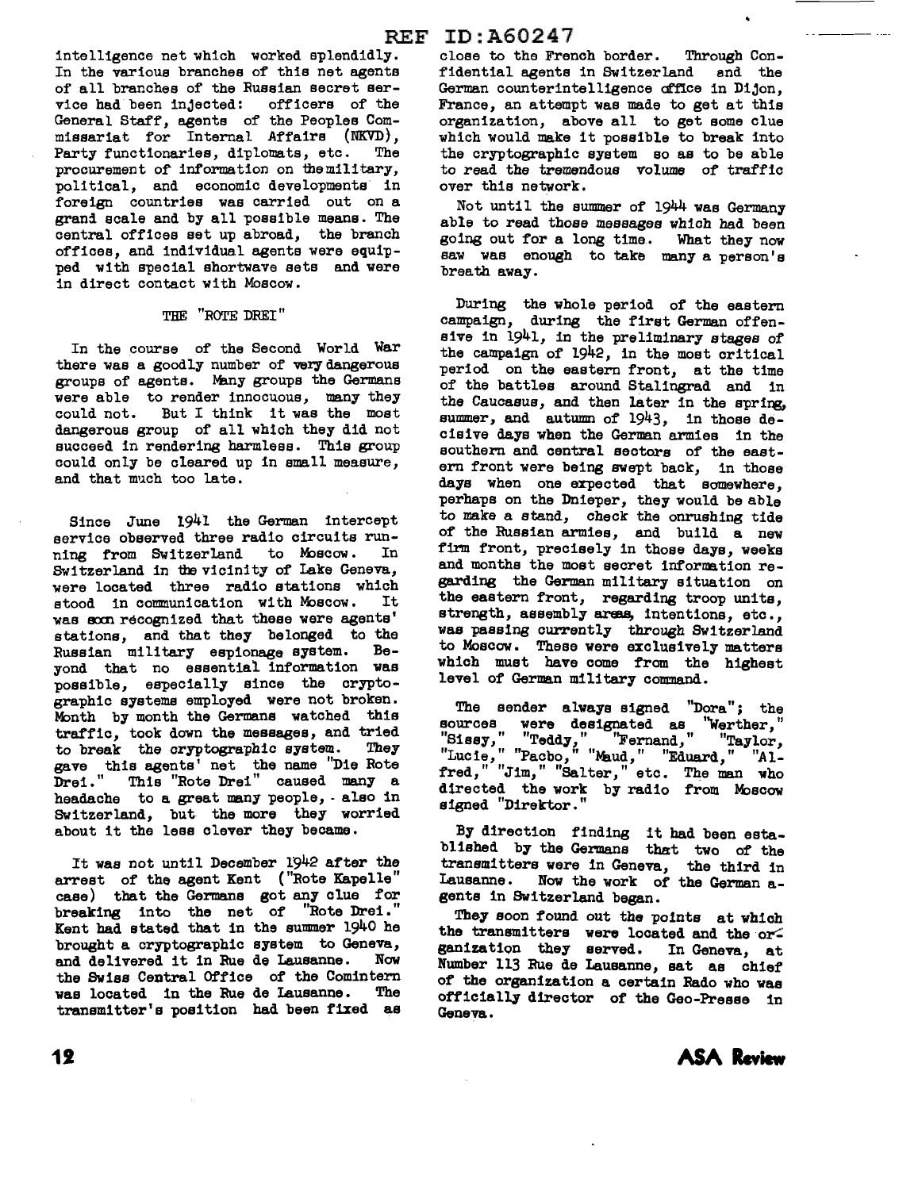intelligence net which worked splendidly. In the various branches of this net agents of all branches of the Russian secret service had been injected: officers of the General Staff, agents of the Peoples Commissariat for Internal Affairs (NKVD), Party functionaries, diplomats, etc. The procurement of information on the military, political, and economic developments in foreign countries was carried out on a grand scale and by all possible means. The central offices set up abroad, the branch offices, and individual agents were equipped with special shortwave sets and were in direct contact with Moscow.

## THE "ROTE DREI"

In the course of the Second World War there was a goodly number of very dangerous groups of agents. Many groups the Germans were able to render innocuous, many they could not. But I think it was the most dangerous group of all which they did not succeed in rendering harmless. This group could only be cleared up in small measure, and that much too late.

Since June 1941 the German intercept service observed three radio circuits running from Switzerland to Moscow. In Switzerland in the vicinity of Lake Geneva, were located three radio stations which stood in communication with Moscow. It was soon recognized that these were agents' stations, and that they belonged to the Russian military espionage system. Beyond that no essential information was possible, especially since the cryptographic systems employed were not broken. Month by month the Germans watched this traffic, took down the messages, and tried to break the cryptographic system. They gave this agents' net the name "Die Rote Drei." This "Rote Drei" caused many a headache to a great many people, - also in Switzerland, but the more they worried about it the less clever they became.

It was not until December 1942 after the arrest of the agent Kent ("Rote Kapelle" case) that the Germans got any clue for breaking into the net of "Rote Drei." Kent had stated that in the summer 1940 he brought a cryptographic system to Geneva, and delivered it in Rue de Lausanne. Now the Swiss Central Office of the Comintern was located in the Rue de Lausanne. The transmitter's position had been fixed as close to the French border. Through Confidential agents in Switzerland and the German counterintelligence office in Dijon, France, an attempt was made to get at this organization, above all to get some clue which would make it possible to break into the cryptographic system so as to be able to read the tremendous volume of traffic over this network.

Not until the summer of 1944 was Germany able to read those messages which had been going out for a long time. What they now saw was enough to take many a person's breath away.

During the whole period of the eastern campaign, during the first German offensive in 1941, in the preliminary stages of the campaign of 1942, in the most critical period on the eastern front, at the time of the battles around Stalingrad and in the Caucasus, and then later in the spring, summer, and autumn of 1943, in those decisive days when the German armies in the southern and central sectors of the eastern front were being swept back, in those days when one expected that somewhere, perhaps on the Dnieper, they would be able to make a stand, check the onrushing tide of the Russian armies, and build a new firm front, precisely in those days, weeks and months the most secret information regarding the German military situation on the eastern front, regarding troop units, strength, assembly areas, intentions, etc., was passing currently through Switzerland to Moscow. These were exclusively matters which must have come from the highest level of German military command.

The sender always signed "Dora"; the sources were designated as "Werther," "Sissy," "Teddy," "Fernand," "Taylor, "Lucie," "Pacbo," "Maud," "Eduard," "Alfred," "Jim," "Salter," etc. The man who directed the work by radio from Moscow signed "Direktor."

By direction finding it had been established by the Germans that two of the transmitters were in Geneva, the third in Lausanne. Now the work of the German agents in Switzerland began.

They soon found out the points at which the transmitters were located and the organization they served. In Geneva, at Number 113 Rue de Lausanne, sat as chief of the organization a certain Rado who was officially director of the Geo-Presse in Geneva.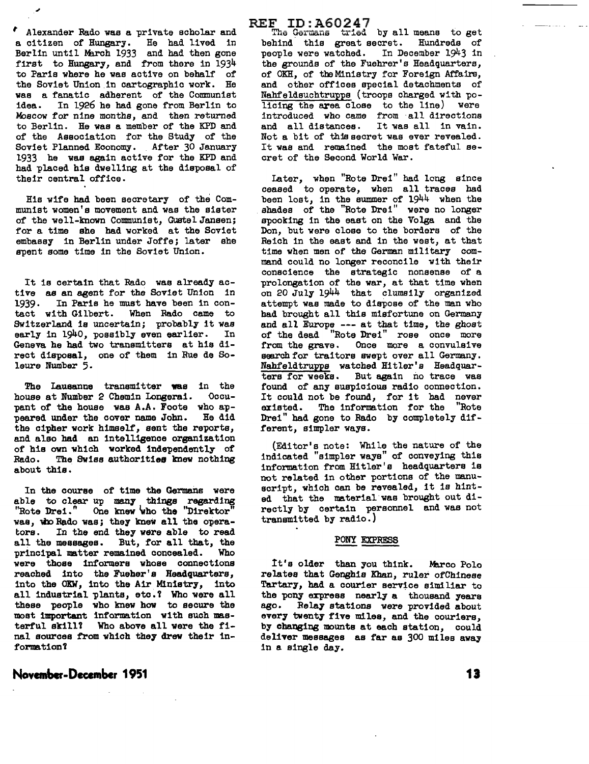Alexander Rado was a private scholar and a citizen of Hungary. He had lived in Berlin until March 1933 and had then gone first to Hungary, and from there in 1934 to Paris where he was active on behalf of the Soviet Union in cartographic work. He was a fanatic adherent of the Communist idea. In 1926 he had gone from Berlin to Moscow for nine months, and then returned to Berlin. He was a member of the KPD and of the Association for the Study of the Soviet Planned Economy. After 30 January 1933 he was again active for the KPD and had placed his dwelling at the disposal of their central office.

His wife had been secretary of the Communist women's movement and was the sister of the well-known Communist, Gustel Jansen; for a time she had worked at the Soviet embassy in Berlin under Joffe; later she spent some time in the Soviet Union.

It is certain that Rado was already active as an agent for the Soviet Union in 1939. In Paris he must have been in contact with Gilbert. When Rado came to Switzerland is uncertain; probably it was early in 1940, possibly even earlier. In Geneva he had two transmitters at his direct disposal, one of them in Rue de Soleure Number 5.

The Lausanne transmitter was in the house at Number 2 Chemin Longerai. Occupant of the house was A.A. Foote who appeared under the cover name John. He did the cipher work himself, sent the reports, and also had an intelligence organization of his own which worked independently of Rado. The Swiss authorities knew nothing about this.

In the course of time the Germans were able to clear up many things regarding "Rote Drei." One knew who the "Direktor" was, who Rado was; they knew all the operators. In the end they were able to read all the messages. But, for all that, the principal matter remained concealed. Who were those informers whose connections reached into the Fueher's Headquarters, into the OKW, into the Air Ministry, into all industrial plants, etc.? Who were all these people who knew how to secure the most important information with such masterful skill? Who above all were the final sources from which they drew their information?

The Germans tried by all means to get behind this great secret. Hundreds of people were watched. In December 1943 in the grounds of the Fuehrer's Headquarters, of OKH, of the Ministry for Foreign Affairs, and other offices special detachments of Nahfeldsuchtrupps (troops charged with policing the area close to the line) were introduced who came from all directions and all distances. It was all in vain. Not a bit of this secret was ever revealed. It was and remained the most fateful secret of the Second World War.

Later, when "Rote Drei" had long since ceased to operate, when all traces had been lost, in the summer of 1944 when the shades of the "Rote Drei" were no longer spooking in the east on the Volga and the Don, but were close to the borders of the Reich in the east and in the west, at that time when men of the German military command could no longer reconcile with their conscience the strategic nonsense of a prolongation of the war, at that time when on 20 July 1944 that clumsily organized attempt was made to dispose of the man who had brought all this misfortune on Germany and all Europe --- at that time, the ghost of the dead "Rote Drei" rose once more from the grave. Once more a convulsive search for traitors swept over all Germany. Nahfeldtrupps watched Hitler's Headquarters for weeks. But again no trace was found of any suspicious radio connection. It could not be found, for it had never existed. The information for the "Rote Drei" had gone to Rado by completely different, simpler ways.

(Editor's note: While the nature of the indicated "simpler ways" of conveying this information from Hitler's headquarters is not related in other portions of the manuscript, which can be revealed, it is hinted that the material was brought out directly by certain personnel and was not transmitted by radio.)

## PONY EXPRESS

It's older than you think. Marco Polo relates that Genghis Khan, ruler of Chinese Tartary, had a courier service similiar to the pony express nearly a thousand years ago. Relay stations were provided about every twenty five miles, and the couriers, by changing mounts at each station, could deliver messages as far as 300 miles away in a single day.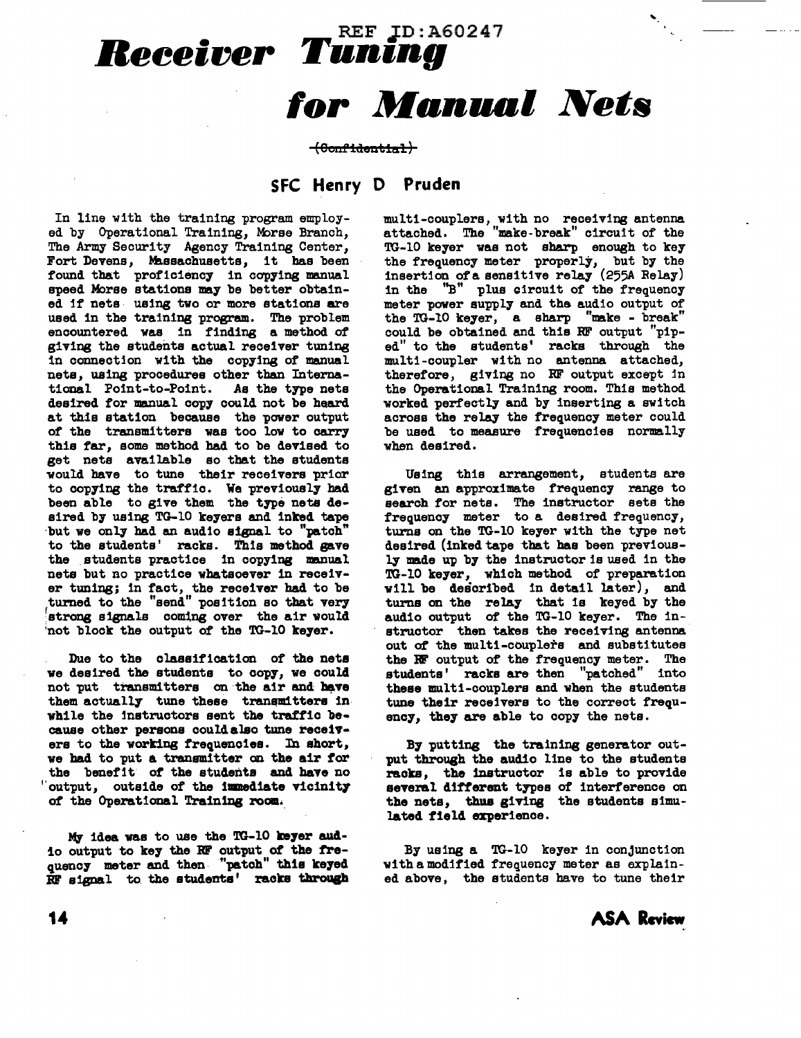REF ID:A60247

# Receiver Tuning for Manual Nets

~~(Confidential)~~

## SFC Henry D Pruden

In line with the training program employed by Operational Training, Morse Branch, The Army Security Agency Training Center, Fort Devens, Massachusetts, it has been found that proficiency in copying manual speed Morse stations may be better obtained if nets using two or more stations are used in the training program. The problem encountered was in finding a method of giving the students actual receiver tuning in connection with the copying of manual nets, using procedures other than International Point-to-Point. As the type nets desired for manual copy could not be heard at this station because the power output of the transmitters was too low to carry this far, some method had to be devised to get nets available so that the students would have to tune their receivers prior to copying the traffic. We previously had been able to give them the type nets desired by using TG-10 keyers and inked tape but we only had an audio signal to "patch" to the students' racks. This method gave the students practice in copying manual nets but no practice whatsoever in receiver tuning; in fact, the receiver had to be turned to the "send" position so that very strong signals coming over the air would not block the output of the TG-10 keyer.

Due to the classification of the nets we desired the students to copy, we could not put transmitters on the air and have them actually tune these transmitters in while the instructors sent the traffic because other persons could also tune receivers to the working frequencies. In short, we had to put a transmitter on the air for the benefit of the students and have no output, outside of the immediate vicinity of the Operational Training room.

My idea was to use the TG-10 keyer audio output to key the RF output of the frequency meter and then "patch" this keyed RF signal to the students' racks through multi-couplers, with no receiving antenna attached. The "make-break" circuit of the TG-10 keyer was not sharp enough to key the frequency meter properly, but by the insertion of a sensitive relay (255A Relay) in the "B" plus circuit of the frequency meter power supply and the audio output of the TG-10 keyer, a sharp "make - break" could be obtained and this RF output "piped" to the students' racks through the multi-coupler with no antenna attached, therefore, giving no RF output except in the Operational Training room. This method worked perfectly and by inserting a switch across the relay the frequency meter could be used to measure frequencies normally when desired.

Using this arrangement, students are given an approximate frequency range to search for nets. The instructor sets the frequency meter to a desired frequency, turns on the TG-10 keyer with the type net desired (inked tape that has been previously made up by the instructor is used in the TG-10 keyer, which method of preparation will be described in detail later), and turns on the relay that is keyed by the audio output of the TG-10 keyer. The instructor then takes the receiving antenna out of the multi-couplers and substitutes the RF output of the frequency meter. The students' racks are then "patched" into these multi-couplers and when the students tune their receivers to the correct frequency, they are able to copy the nets.

By putting the training generator output through the audio line to the students racks, the instructor is able to provide several different types of interference on the nets, thus giving the students simulated field experience.

By using a TG-10 keyer in conjunction with a modified frequency meter as explained above, the students have to tune their